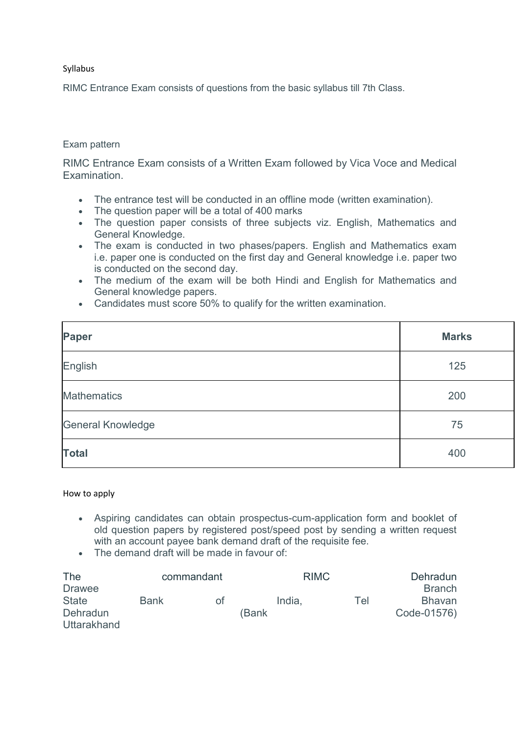## Syllabus

RIMC Entrance Exam consists of questions from the basic syllabus till 7th Class.

## Exam pattern

RIMC Entrance Exam consists of a Written Exam followed by Vica Voce and Medical Examination.

- The entrance test will be conducted in an offline mode (written examination).
- The question paper will be a total of 400 marks
- The question paper consists of three subjects viz. English, Mathematics and General Knowledge.
- The exam is conducted in two phases/papers. English and Mathematics exam i.e. paper one is conducted on the first day and General knowledge i.e. paper two is conducted on the second day.
- The medium of the exam will be both Hindi and English for Mathematics and General knowledge papers.
- Candidates must score 50% to qualify for the written examination.

| **Paper** | **Marks** |
|---|---|
| English | 125 |
| Mathematics | 200 |
| General Knowledge | 75 |
| **Total** | 400 |

## How to apply

- Aspiring candidates can obtain prospectus-cum-application form and booklet of old question papers by registered post/speed post by sending a written request with an account payee bank demand draft of the requisite fee.
- The demand draft will be made in favour of:

The commandant RIMC Dehradun
Drawee Branch
State Bank of India, Tel Bhavan
Dehradun (Bank Code-01576)
Uttarakhand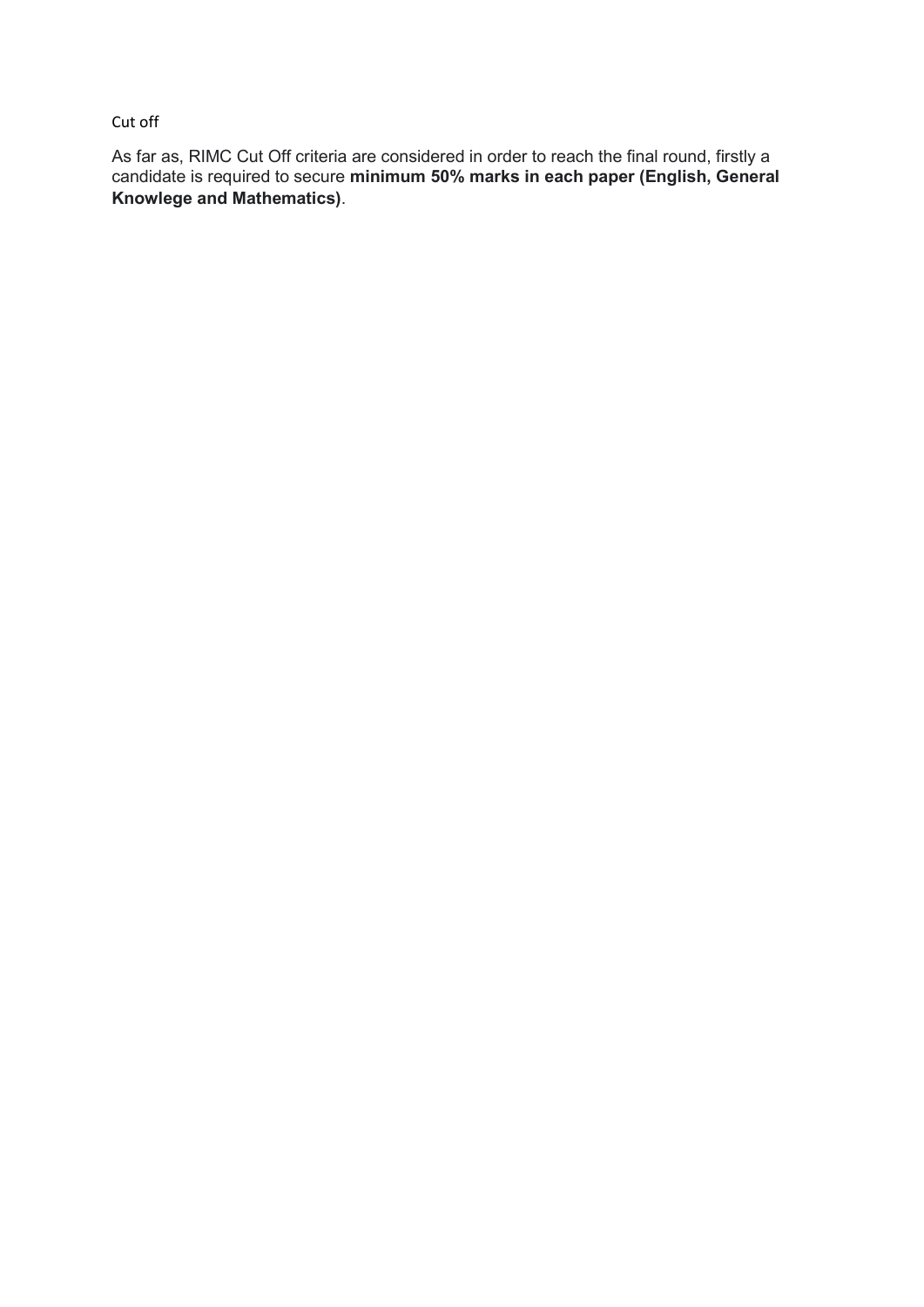Cut off

As far as, RIMC Cut Off criteria are considered in order to reach the final round, firstly a candidate is required to secure **minimum 50% marks in each paper (English, General Knowlege and Mathematics)**.